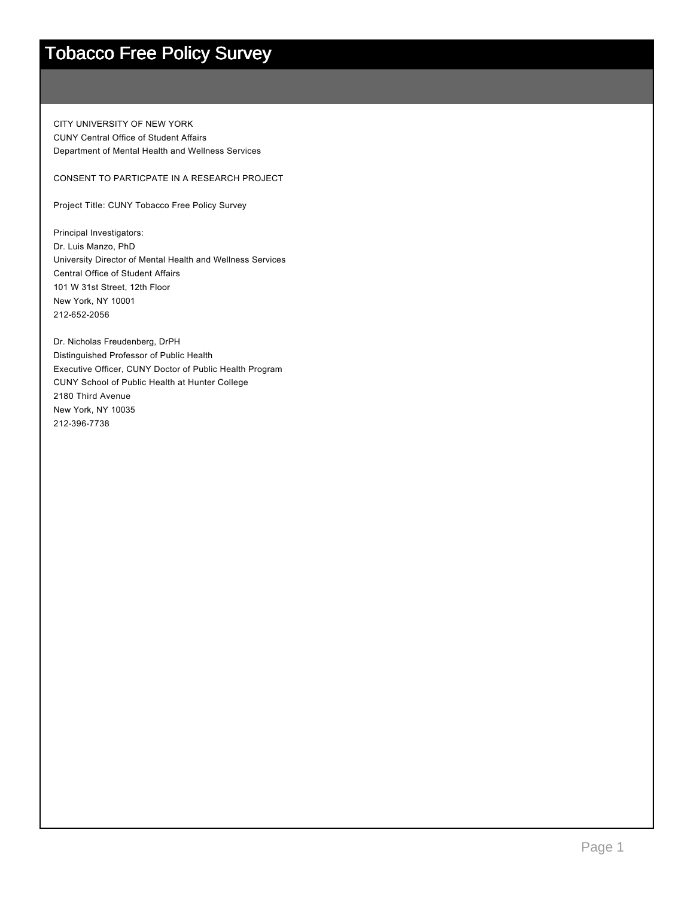# Tobacco Free Policy Survey

CITY UNIVERSITY OF NEW YORK
CUNY Central Office of Student Affairs
Department of Mental Health and Wellness Services

CONSENT TO PARTICPATE IN A RESEARCH PROJECT

Project Title: CUNY Tobacco Free Policy Survey

Principal Investigators:
Dr. Luis Manzo, PhD
University Director of Mental Health and Wellness Services
Central Office of Student Affairs
101 W 31st Street, 12th Floor
New York, NY 10001
212-652-2056

Dr. Nicholas Freudenberg, DrPH
Distinguished Professor of Public Health
Executive Officer, CUNY Doctor of Public Health Program
CUNY School of Public Health at Hunter College
2180 Third Avenue
New York, NY 10035
212-396-7738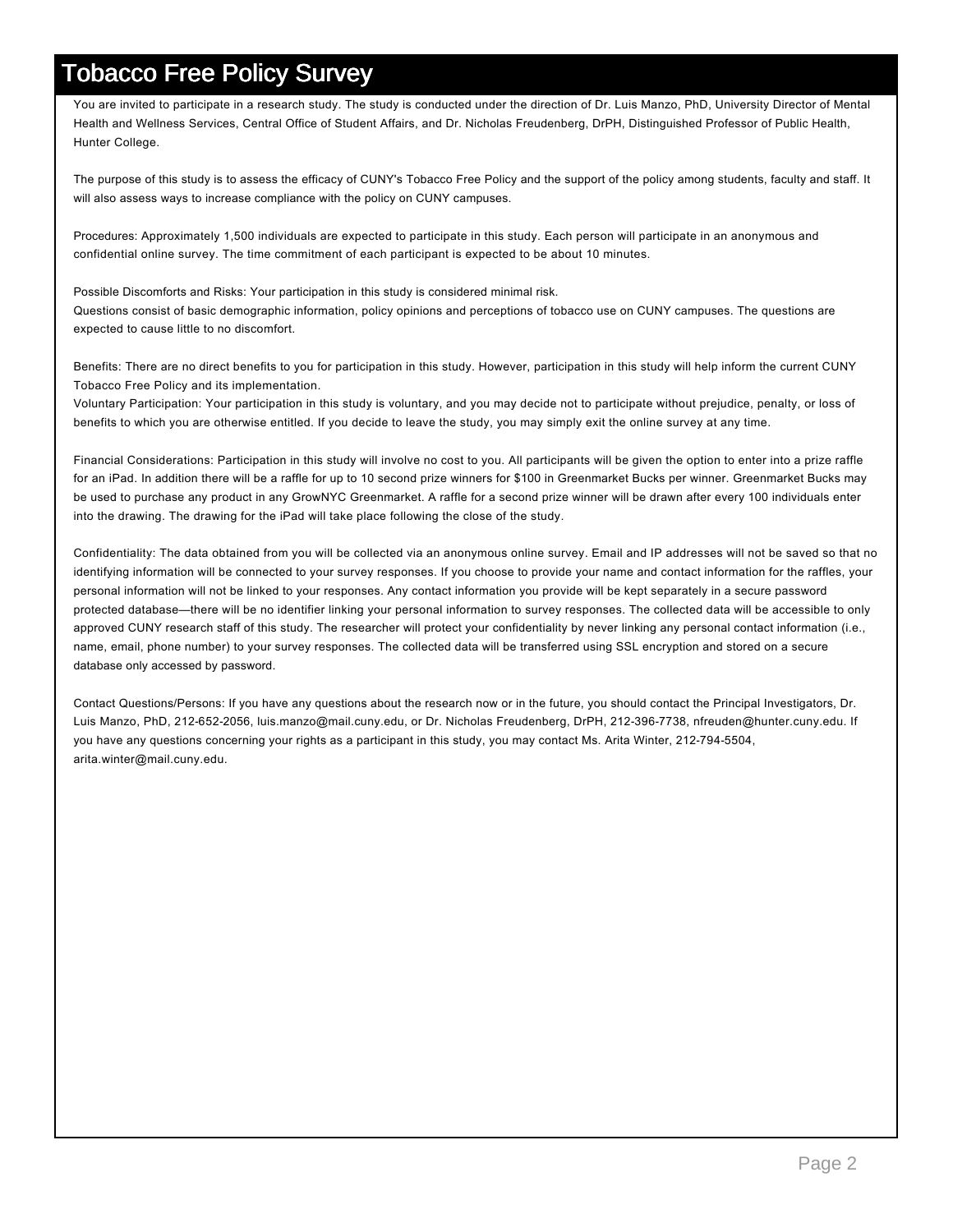# Tobacco Free Policy Survey

You are invited to participate in a research study. The study is conducted under the direction of Dr. Luis Manzo, PhD, University Director of Mental Health and Wellness Services, Central Office of Student Affairs, and Dr. Nicholas Freudenberg, DrPH, Distinguished Professor of Public Health, Hunter College.

The purpose of this study is to assess the efficacy of CUNY's Tobacco Free Policy and the support of the policy among students, faculty and staff. It will also assess ways to increase compliance with the policy on CUNY campuses.

Procedures: Approximately 1,500 individuals are expected to participate in this study. Each person will participate in an anonymous and confidential online survey. The time commitment of each participant is expected to be about 10 minutes.

Possible Discomforts and Risks: Your participation in this study is considered minimal risk.
Questions consist of basic demographic information, policy opinions and perceptions of tobacco use on CUNY campuses. The questions are expected to cause little to no discomfort.

Benefits: There are no direct benefits to you for participation in this study. However, participation in this study will help inform the current CUNY Tobacco Free Policy and its implementation.
Voluntary Participation: Your participation in this study is voluntary, and you may decide not to participate without prejudice, penalty, or loss of benefits to which you are otherwise entitled. If you decide to leave the study, you may simply exit the online survey at any time.

Financial Considerations: Participation in this study will involve no cost to you. All participants will be given the option to enter into a prize raffle for an iPad. In addition there will be a raffle for up to 10 second prize winners for $100 in Greenmarket Bucks per winner. Greenmarket Bucks may be used to purchase any product in any GrowNYC Greenmarket. A raffle for a second prize winner will be drawn after every 100 individuals enter into the drawing. The drawing for the iPad will take place following the close of the study.

Confidentiality: The data obtained from you will be collected via an anonymous online survey. Email and IP addresses will not be saved so that no identifying information will be connected to your survey responses. If you choose to provide your name and contact information for the raffles, your personal information will not be linked to your responses. Any contact information you provide will be kept separately in a secure password protected database—there will be no identifier linking your personal information to survey responses. The collected data will be accessible to only approved CUNY research staff of this study. The researcher will protect your confidentiality by never linking any personal contact information (i.e., name, email, phone number) to your survey responses. The collected data will be transferred using SSL encryption and stored on a secure database only accessed by password.

Contact Questions/Persons: If you have any questions about the research now or in the future, you should contact the Principal Investigators, Dr. Luis Manzo, PhD, 212-652-2056, luis.manzo@mail.cuny.edu, or Dr. Nicholas Freudenberg, DrPH, 212-396-7738, nfreuden@hunter.cuny.edu. If you have any questions concerning your rights as a participant in this study, you may contact Ms. Arita Winter, 212-794-5504, arita.winter@mail.cuny.edu.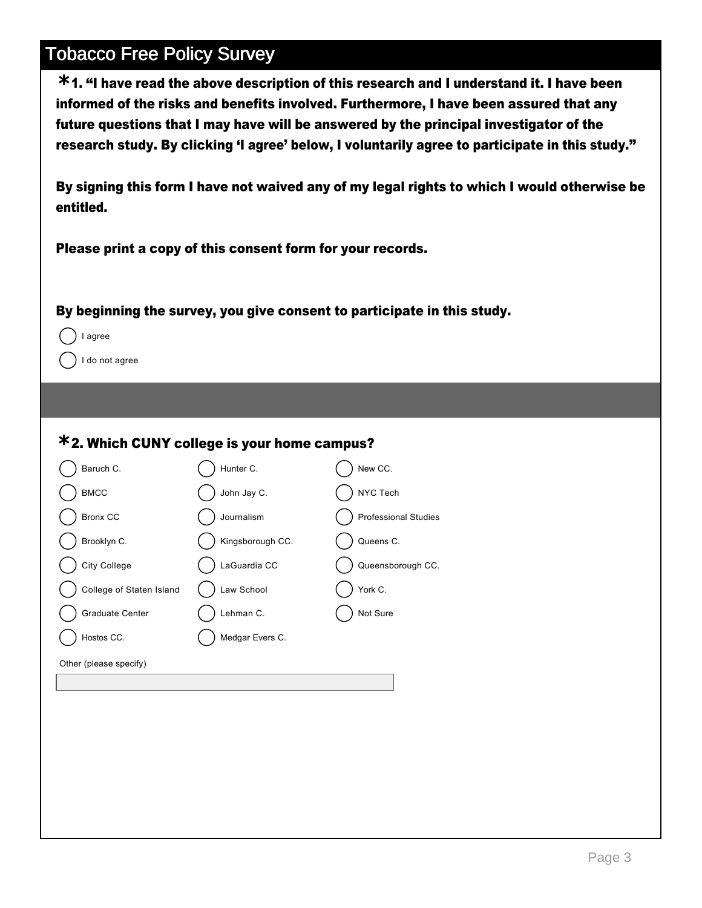# Tobacco Free Policy Survey

**\*1. "I have read the above description of this research and I understand it. I have been informed of the risks and benefits involved. Furthermore, I have been assured that any future questions that I may have will be answered by the principal investigator of the research study. By clicking 'I agree' below, I voluntarily agree to participate in this study."**

**By signing this form I have not waived any of my legal rights to which I would otherwise be entitled.**

**Please print a copy of this consent form for your records.**

**By beginning the survey, you give consent to participate in this study.**

- ◯ I agree
- ◯ I do not agree

**\*2. Which CUNY college is your home campus?**

- ◯ Baruch C.
- ◯ BMCC
- ◯ Bronx CC
- ◯ Brooklyn C.
- ◯ City College
- ◯ College of Staten Island
- ◯ Graduate Center
- ◯ Hostos CC.
- ◯ Hunter C.
- ◯ John Jay C.
- ◯ Journalism
- ◯ Kingsborough CC.
- ◯ LaGuardia CC
- ◯ Law School
- ◯ Lehman C.
- ◯ Medgar Evers C.
- ◯ New CC.
- ◯ NYC Tech
- ◯ Professional Studies
- ◯ Queens C.
- ◯ Queensborough CC.
- ◯ York C.
- ◯ Not Sure

Other (please specify)

\_\_\_\_\_\_\_\_\_\_\_\_\_\_\_\_\_\_\_\_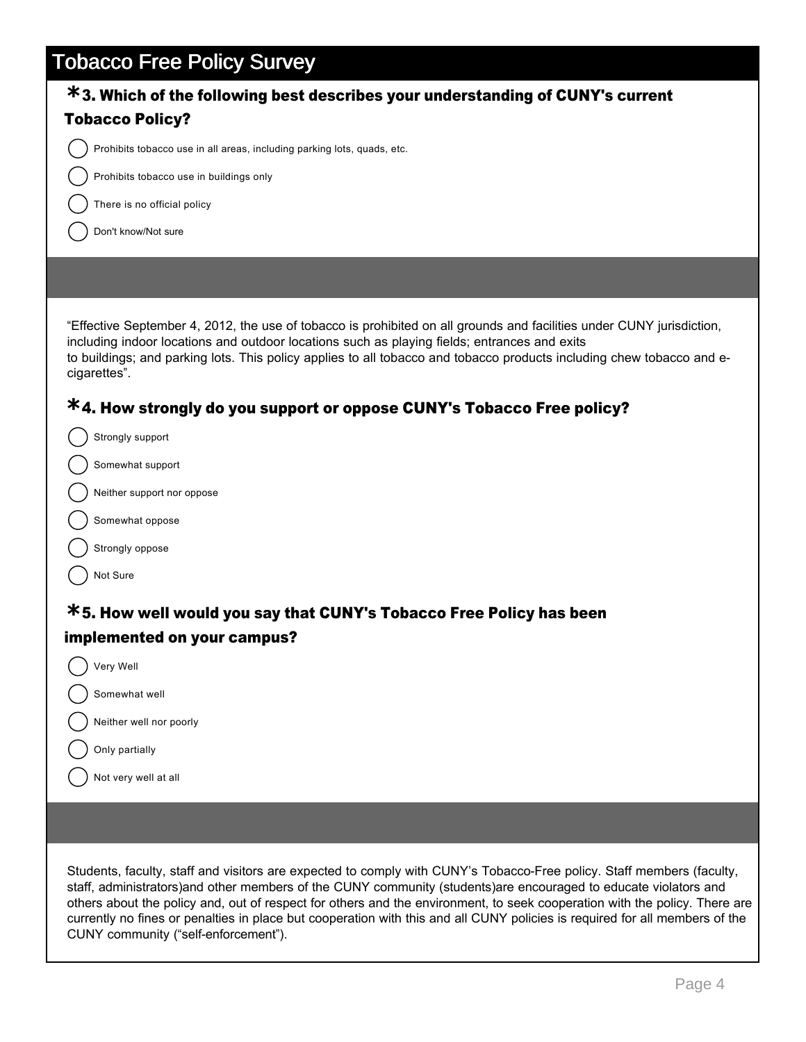# Tobacco Free Policy Survey

**\*3. Which of the following best describes your understanding of CUNY's current Tobacco Policy?**

- ( ) Prohibits tobacco use in all areas, including parking lots, quads, etc.
- ( ) Prohibits tobacco use in buildings only
- ( ) There is no official policy
- ( ) Don't know/Not sure

"Effective September 4, 2012, the use of tobacco is prohibited on all grounds and facilities under CUNY jurisdiction, including indoor locations and outdoor locations such as playing fields; entrances and exits to buildings; and parking lots. This policy applies to all tobacco and tobacco products including chew tobacco and e-cigarettes".

**\*4. How strongly do you support or oppose CUNY's Tobacco Free policy?**

- ( ) Strongly support
- ( ) Somewhat support
- ( ) Neither support nor oppose
- ( ) Somewhat oppose
- ( ) Strongly oppose
- ( ) Not Sure

**\*5. How well would you say that CUNY's Tobacco Free Policy has been implemented on your campus?**

- ( ) Very Well
- ( ) Somewhat well
- ( ) Neither well nor poorly
- ( ) Only partially
- ( ) Not very well at all

Students, faculty, staff and visitors are expected to comply with CUNY's Tobacco-Free policy. Staff members (faculty, staff, administrators)and other members of the CUNY community (students)are encouraged to educate violators and others about the policy and, out of respect for others and the environment, to seek cooperation with the policy. There are currently no fines or penalties in place but cooperation with this and all CUNY policies is required for all members of the CUNY community ("self-enforcement").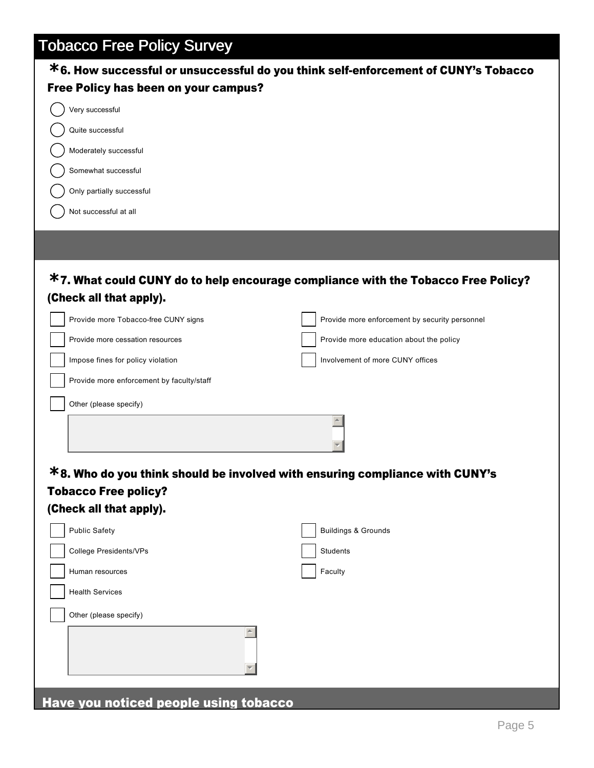# Tobacco Free Policy Survey

**\*6. How successful or unsuccessful do you think self-enforcement of CUNY's Tobacco Free Policy has been on your campus?**

- ◯ Very successful
- ◯ Quite successful
- ◯ Moderately successful
- ◯ Somewhat successful
- ◯ Only partially successful
- ◯ Not successful at all

**\*7. What could CUNY do to help encourage compliance with the Tobacco Free Policy? (Check all that apply).**

- ☐ Provide more Tobacco-free CUNY signs
- ☐ Provide more cessation resources
- ☐ Impose fines for policy violation
- ☐ Provide more enforcement by faculty/staff
- ☐ Provide more enforcement by security personnel
- ☐ Provide more education about the policy
- ☐ Involvement of more CUNY offices
- ☐ Other (please specify)

**\*8. Who do you think should be involved with ensuring compliance with CUNY's Tobacco Free policy? (Check all that apply).**

- ☐ Public Safety
- ☐ College Presidents/VPs
- ☐ Human resources
- ☐ Health Services
- ☐ Buildings & Grounds
- ☐ Students
- ☐ Faculty
- ☐ Other (please specify)

## Have you noticed people using tobacco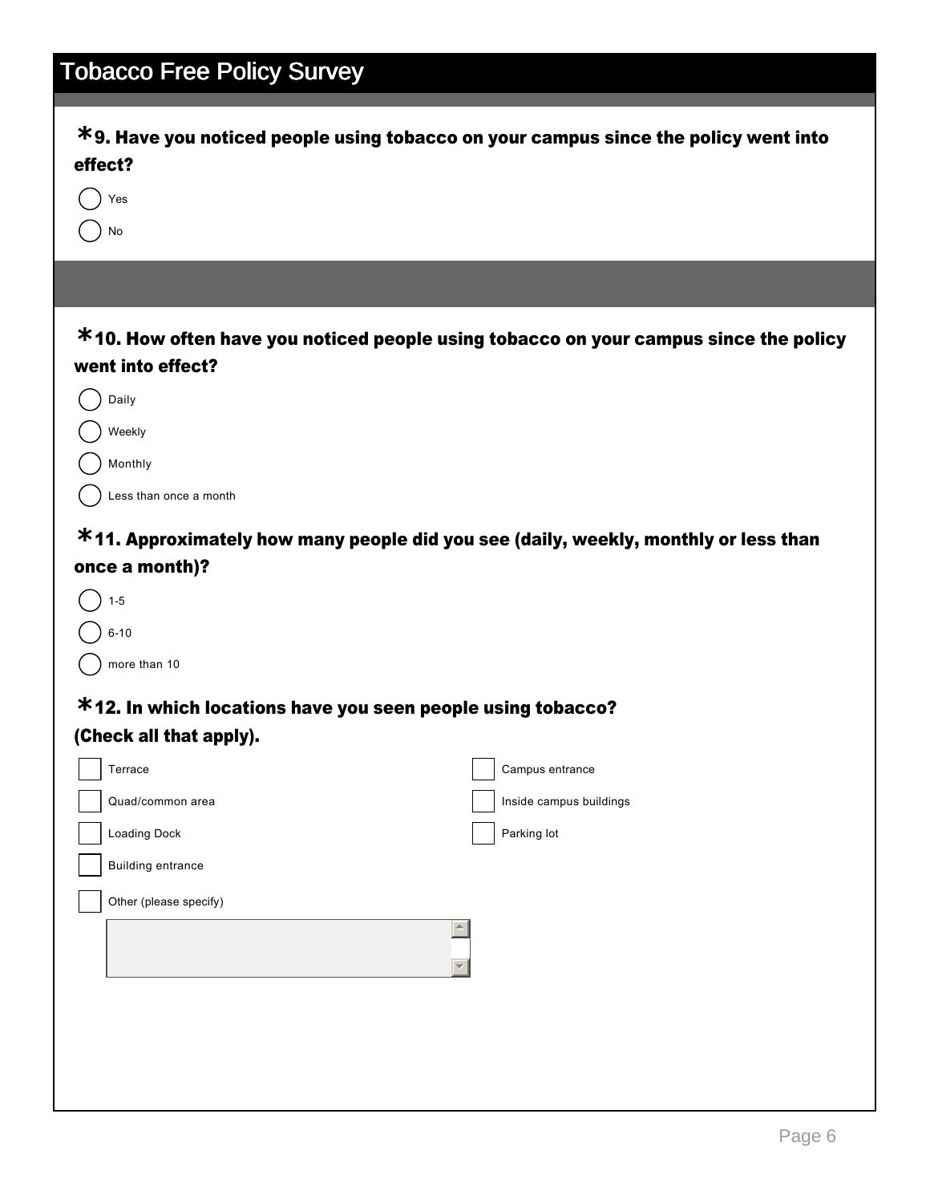# Tobacco Free Policy Survey

**\*9. Have you noticed people using tobacco on your campus since the policy went into effect?**

- ( ) Yes
- ( ) No

**\*10. How often have you noticed people using tobacco on your campus since the policy went into effect?**

- ( ) Daily
- ( ) Weekly
- ( ) Monthly
- ( ) Less than once a month

**\*11. Approximately how many people did you see (daily, weekly, monthly or less than once a month)?**

- ( ) 1-5
- ( ) 6-10
- ( ) more than 10

**\*12. In which locations have you seen people using tobacco? (Check all that apply).**

- [ ] Terrace
- [ ] Quad/common area
- [ ] Loading Dock
- [ ] Building entrance
- [ ] Campus entrance
- [ ] Inside campus buildings
- [ ] Parking lot
- [ ] Other (please specify)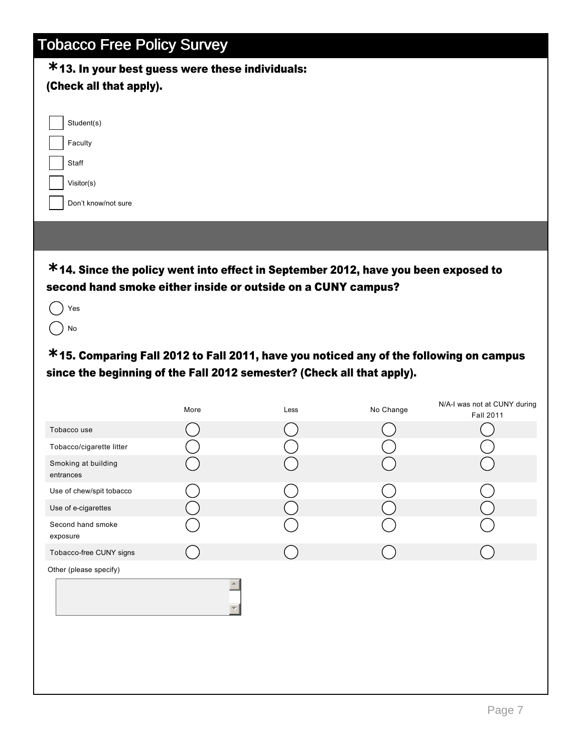# Tobacco Free Policy Survey

**\*13. In your best guess were these individuals: (Check all that apply).**

- [ ] Student(s)
- [ ] Faculty
- [ ] Staff
- [ ] Visitor(s)
- [ ] Don't know/not sure

**\*14. Since the policy went into effect in September 2012, have you been exposed to second hand smoke either inside or outside on a CUNY campus?**

- ( ) Yes
- ( ) No

**\*15. Comparing Fall 2012 to Fall 2011, have you noticed any of the following on campus since the beginning of the Fall 2012 semester? (Check all that apply).**

| | More | Less | No Change | N/A-I was not at CUNY during Fall 2011 |
|---|---|---|---|---|
| Tobacco use | ( ) | ( ) | ( ) | ( ) |
| Tobacco/cigarette litter | ( ) | ( ) | ( ) | ( ) |
| Smoking at building entrances | ( ) | ( ) | ( ) | ( ) |
| Use of chew/spit tobacco | ( ) | ( ) | ( ) | ( ) |
| Use of e-cigarettes | ( ) | ( ) | ( ) | ( ) |
| Second hand smoke exposure | ( ) | ( ) | ( ) | ( ) |
| Tobacco-free CUNY signs | ( ) | ( ) | ( ) | ( ) |

Other (please specify)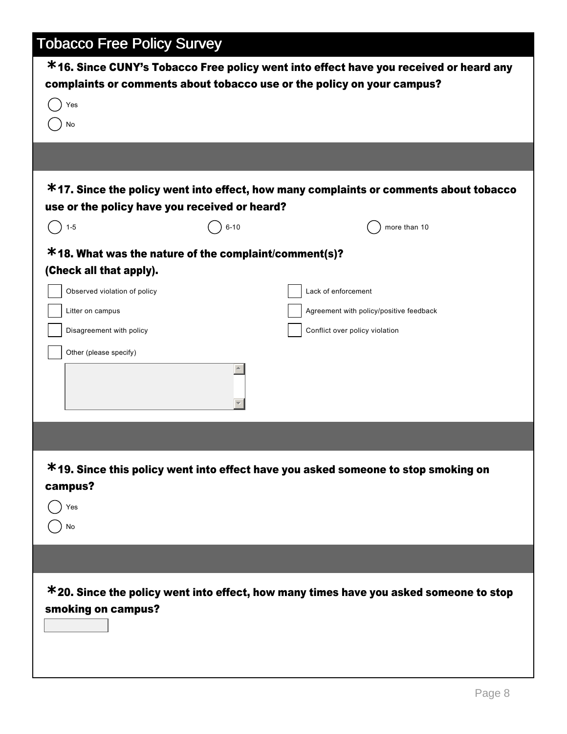# Tobacco Free Policy Survey

**\*16. Since CUNY's Tobacco Free policy went into effect have you received or heard any complaints or comments about tobacco use or the policy on your campus?**

- ( ) Yes
- ( ) No

**\*17. Since the policy went into effect, how many complaints or comments about tobacco use or the policy have you received or heard?**

- ( ) 1-5
- ( ) 6-10
- ( ) more than 10

**\*18. What was the nature of the complaint/comment(s)?**
**(Check all that apply).**

- [ ] Observed violation of policy
- [ ] Lack of enforcement
- [ ] Litter on campus
- [ ] Agreement with policy/positive feedback
- [ ] Disagreement with policy
- [ ] Conflict over policy violation
- [ ] Other (please specify)

**\*19. Since this policy went into effect have you asked someone to stop smoking on campus?**

- ( ) Yes
- ( ) No

**\*20. Since the policy went into effect, how many times have you asked someone to stop smoking on campus?**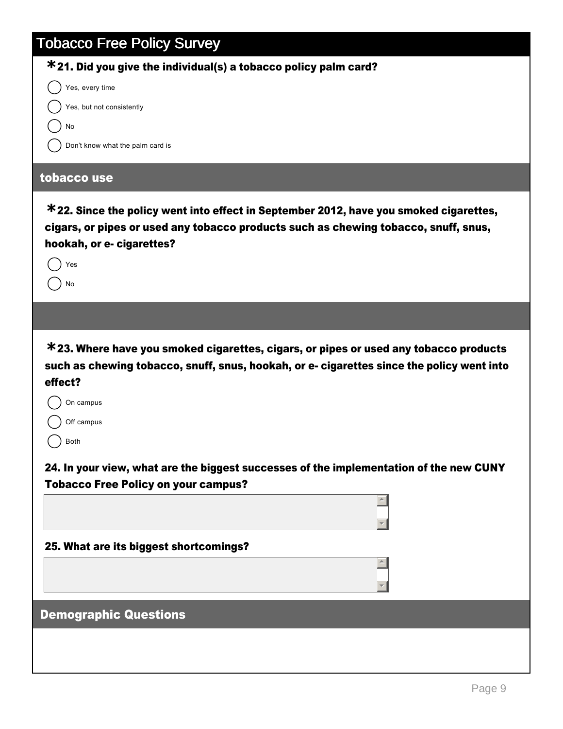# Tobacco Free Policy Survey

**\*21. Did you give the individual(s) a tobacco policy palm card?**

- ( ) Yes, every time
- ( ) Yes, but not consistently
- ( ) No
- ( ) Don't know what the palm card is

## tobacco use

**\*22. Since the policy went into effect in September 2012, have you smoked cigarettes, cigars, or pipes or used any tobacco products such as chewing tobacco, snuff, snus, hookah, or e- cigarettes?**

- ( ) Yes
- ( ) No

**\*23. Where have you smoked cigarettes, cigars, or pipes or used any tobacco products such as chewing tobacco, snuff, snus, hookah, or e- cigarettes since the policy went into effect?**

- ( ) On campus
- ( ) Off campus
- ( ) Both

**24. In your view, what are the biggest successes of the implementation of the new CUNY Tobacco Free Policy on your campus?**

**25. What are its biggest shortcomings?**

## Demographic Questions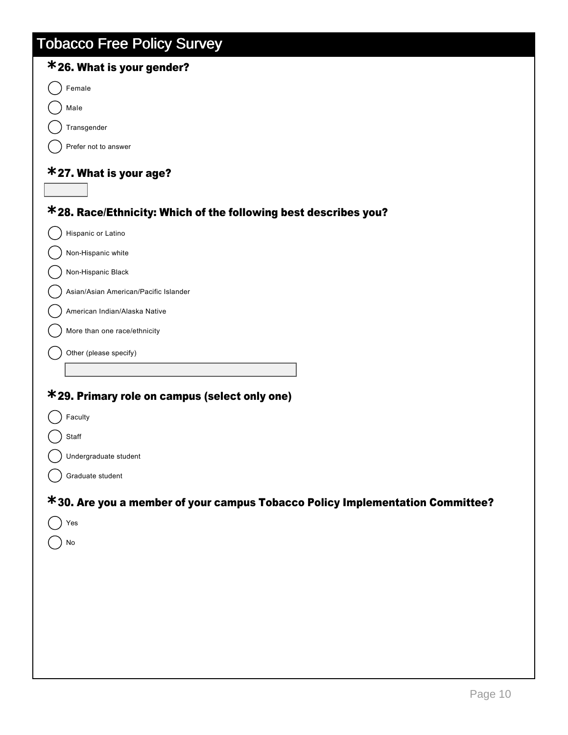# Tobacco Free Policy Survey

**\*26. What is your gender?**

- Female
- Male
- Transgender
- Prefer not to answer

**\*27. What is your age?**

**\*28. Race/Ethnicity: Which of the following best describes you?**

- Hispanic or Latino
- Non-Hispanic white
- Non-Hispanic Black
- Asian/Asian American/Pacific Islander
- American Indian/Alaska Native
- More than one race/ethnicity
- Other (please specify)

**\*29. Primary role on campus (select only one)**

- Faculty
- Staff
- Undergraduate student
- Graduate student

**\*30. Are you a member of your campus Tobacco Policy Implementation Committee?**

- Yes
- No